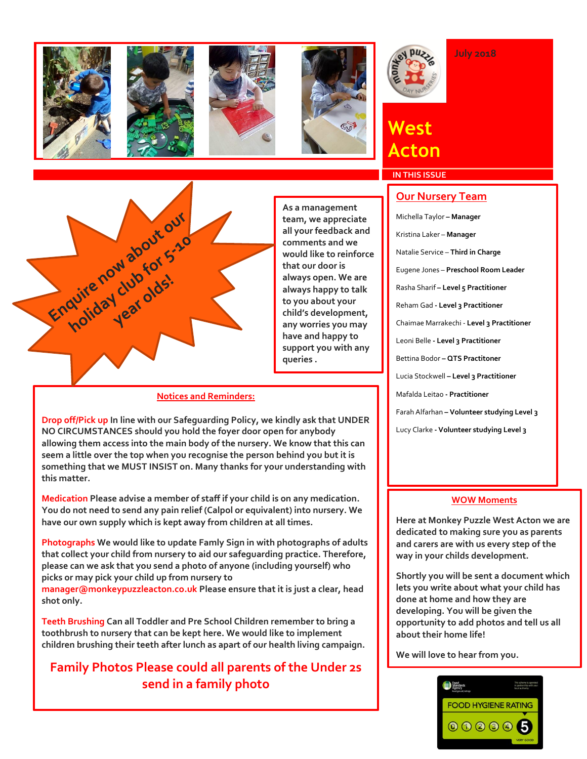July 2018

# West Acton

IN THIS ISSUE

**Enquire now about our holiday club for 5-10 year olds!**

As a management team, we appreciate all your feedback and comments and we would like to reinforce that our door is always open. We are always happy to talk to you about your child's development, any worries you may have and happy to support you with any queries .

## Notices and Reminders:

**Drop off/Pick up** In line with our Safeguarding Policy, we kindly ask that UNDER NO CIRCUMSTANCES should you hold the foyer door open for anybody allowing them access into the main body of the nursery. We know that this can seem a little over the top when you recognise the person behind you but it is something that we MUST INSIST on. Many thanks for your understanding with this matter.

**Medication** Please advise a member of staff if your child is on any medication. You do not need to send any pain relief (Calpol or equivalent) into nursery. We have our own supply which is kept away from children at all times.

**Photographs** We would like to update Famly Sign in with photographs of adults that collect your child from nursery to aid our safeguarding practice. Therefore, please can we ask that you send a photo of anyone (including yourself) who picks or may pick your child up from nursery to manager@monkeypuzzleacton.co.uk Please ensure that it is just a clear, head shot only.

**Teeth Brushing** Can all Toddler and Pre School Children remember to bring a toothbrush to nursery that can be kept here. We would like to implement children brushing their teeth after lunch as apart of our health living campaign.

**Family Photos Please could all parents of the Under 2s send in a family photo**

## Our Nursery Team

Michella Taylor – **Manager**

Kristina Laker – **Manager**

Natalie Service – **Third in Charge**

Eugene Jones – **Preschool Room Leader**

Rasha Sharif – **Level 5 Practitioner**

Reham Gad - **Level 3 Practitioner**

Chaimae Marrakechi - **Level 3 Practitioner**

Leoni Belle - **Level 3 Practitioner**

Bettina Bodor – **QTS Practitoner**

Lucia Stockwell – **Level 3 Practitioner**

Mafalda Leitao - **Practitioner**

Farah Alfarhan – **Volunteer studying Level 3**

Lucy Clarke - **Volunteer studying Level 3**

## WOW Moments

Here at Monkey Puzzle West Acton we are dedicated to making sure you as parents and carers are with us every step of the way in your childs development.

Shortly you will be sent a document which lets you write about what your child has done at home and how they are developing. You will be given the opportunity to add photos and tell us all about their home life!

We will love to hear from you.

FOOD HYGIENE RATING 5 VERY GOOD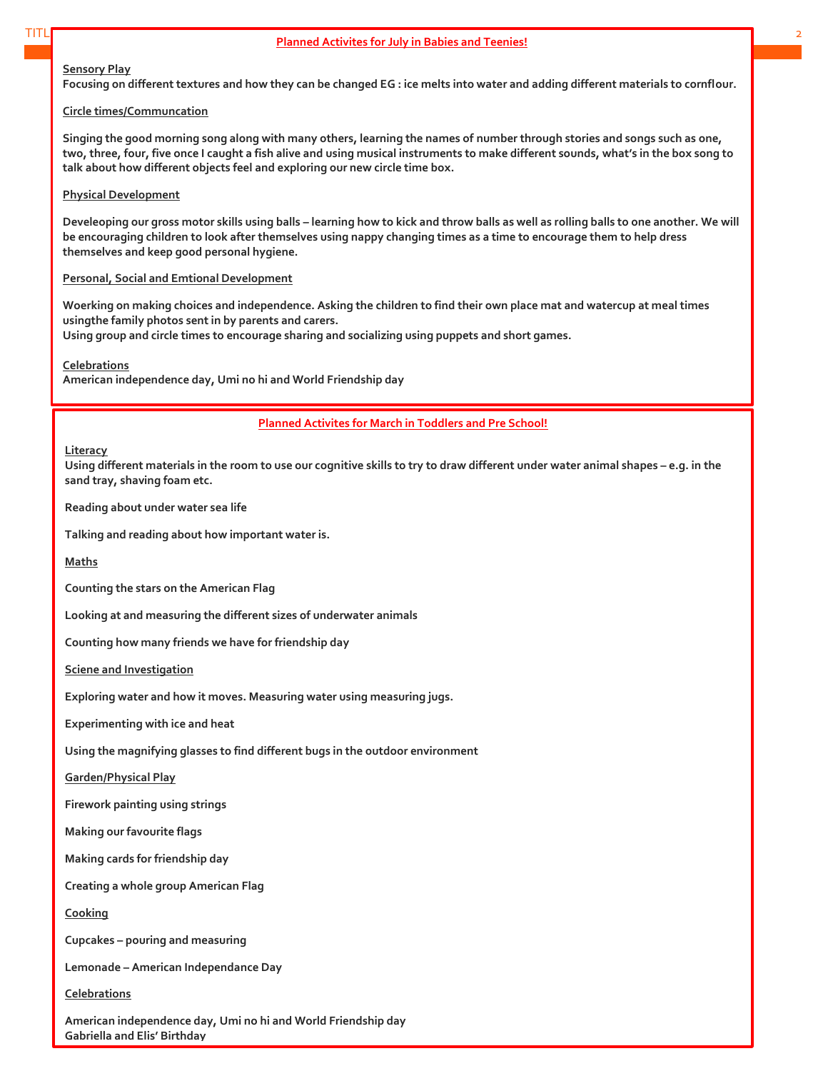## Planned Activites for July in Babies and Teenies!

**Sensory Play**

**Focusing on different textures and how they can be changed EG : ice melts into water and adding different materials to cornflour.**

**Circle times/Communcation**

**Singing the good morning song along with many others, learning the names of number through stories and songs such as one, two, three, four, five once I caught a fish alive and using musical instruments to make different sounds, what's in the box song to talk about how different objects feel and exploring our new circle time box.**

**Physical Development**

**Develeoping our gross motor skills using balls – learning how to kick and throw balls as well as rolling balls to one another. We will be encouraging children to look after themselves using nappy changing times as a time to encourage them to help dress themselves and keep good personal hygiene.**

**Personal, Social and Emtional Development**

**Woerking on making choices and independence. Asking the children to find their own place mat and watercup at meal times usingthe family photos sent in by parents and carers.**
**Using group and circle times to encourage sharing and socializing using puppets and short games.**

**Celebrations**

**American independence day, Umi no hi and World Friendship day**

## Planned Activites for March in Toddlers and Pre School!

**Literacy**

**Using different materials in the room to use our cognitive skills to try to draw different under water animal shapes – e.g. in the sand tray, shaving foam etc.**

**Reading about under water sea life**

**Talking and reading about how important water is.**

**Maths**

**Counting the stars on the American Flag**

**Looking at and measuring the different sizes of underwater animals**

**Counting how many friends we have for friendship day**

**Sciene and Investigation**

**Exploring water and how it moves. Measuring water using measuring jugs.**

**Experimenting with ice and heat**

**Using the magnifying glasses to find different bugs in the outdoor environment**

**Garden/Physical Play**

**Firework painting using strings**

**Making our favourite flags**

**Making cards for friendship day**

**Creating a whole group American Flag**

**Cooking**

**Cupcakes – pouring and measuring**

**Lemonade – American Independance Day**

**Celebrations**

**American independence day, Umi no hi and World Friendship day**
**Gabriella and Elis' Birthday**